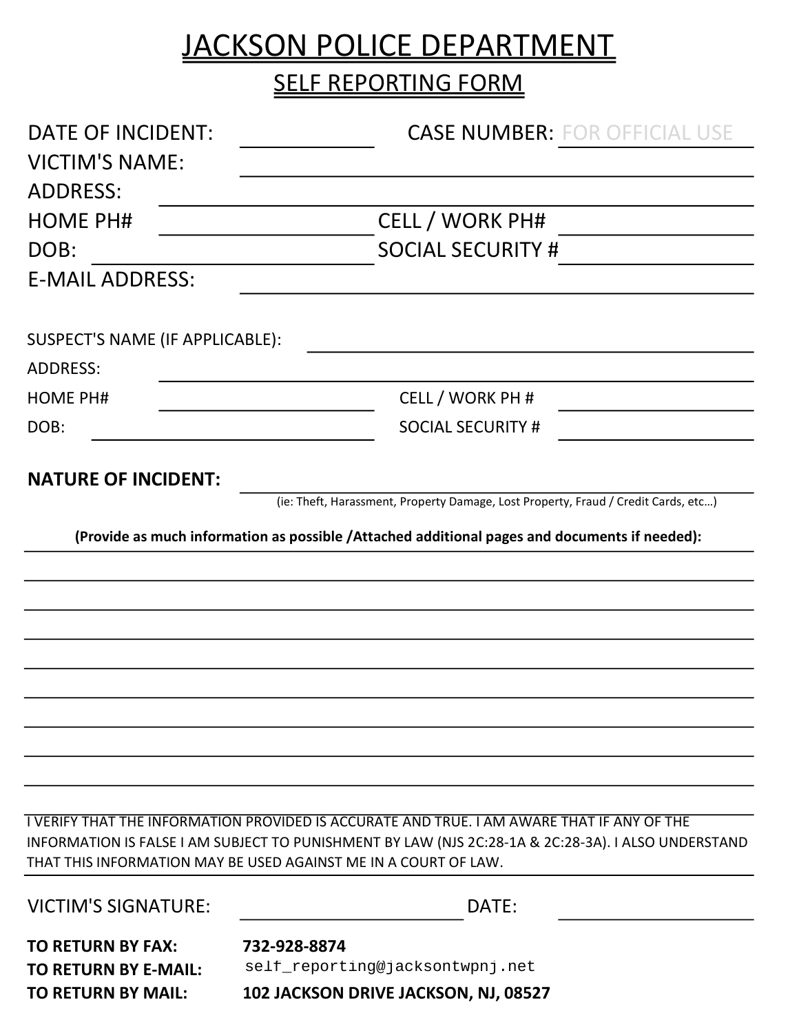# JACKSON POLICE DEPARTMENT

## SELF REPORTING FORM

DATE OF INCIDENT: ____________ CASE NUMBER: FOR OFFICIAL USE

VICTIM'S NAME: ____________________________

ADDRESS: ____________________________

HOME PH# ____________ CELL / WORK PH# ____________

DOB: ____________ SOCIAL SECURITY # ____________

E-MAIL ADDRESS: ____________________________

SUSPECT'S NAME (IF APPLICABLE): ____________________________

ADDRESS: ____________________________

HOME PH# ____________ CELL / WORK PH # ____________

DOB: ____________ SOCIAL SECURITY # ____________

**NATURE OF INCIDENT:** ____________________________

(ie: Theft, Harassment, Property Damage, Lost Property, Fraud / Credit Cards, etc…)

**(Provide as much information as possible /Attached additional pages and documents if needed):**

________________________________________________________________________

________________________________________________________________________

________________________________________________________________________

________________________________________________________________________

________________________________________________________________________

________________________________________________________________________

________________________________________________________________________

________________________________________________________________________

________________________________________________________________________

I VERIFY THAT THE INFORMATION PROVIDED IS ACCURATE AND TRUE. I AM AWARE THAT IF ANY OF THE INFORMATION IS FALSE I AM SUBJECT TO PUNISHMENT BY LAW (NJS 2C:28-1A & 2C:28-3A). I ALSO UNDERSTAND THAT THIS INFORMATION MAY BE USED AGAINST ME IN A COURT OF LAW.

VICTIM'S SIGNATURE: ____________________ DATE: ____________

**TO RETURN BY FAX:** **732-928-8874**

**TO RETURN BY E-MAIL:** self_reporting@jacksontwpnj.net

**TO RETURN BY MAIL:** **102 JACKSON DRIVE JACKSON, NJ, 08527**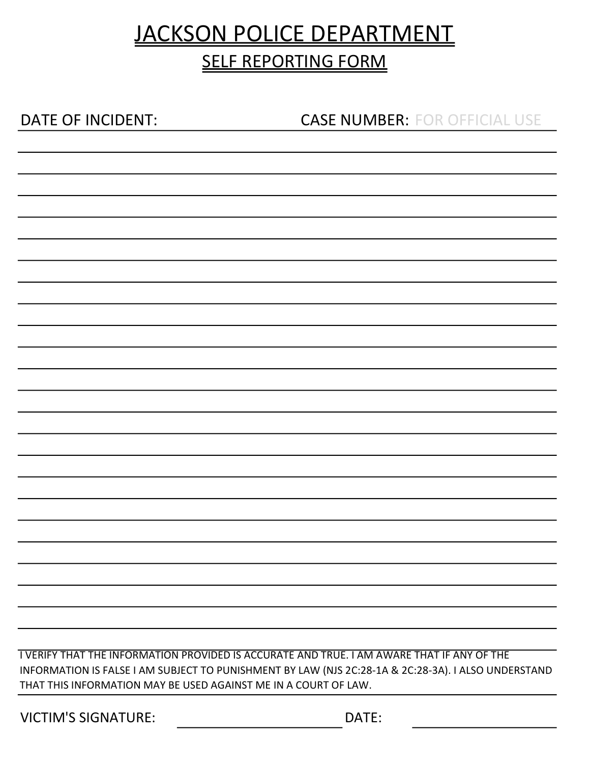# JACKSON POLICE DEPARTMENT

## SELF REPORTING FORM

DATE OF INCIDENT: ______________________ CASE NUMBER: FOR OFFICIAL USE

I VERIFY THAT THE INFORMATION PROVIDED IS ACCURATE AND TRUE. I AM AWARE THAT IF ANY OF THE INFORMATION IS FALSE I AM SUBJECT TO PUNISHMENT BY LAW (NJS 2C:28-1A & 2C:28-3A). I ALSO UNDERSTAND THAT THIS INFORMATION MAY BE USED AGAINST ME IN A COURT OF LAW.

VICTIM'S SIGNATURE: ______________________ DATE: ______________________